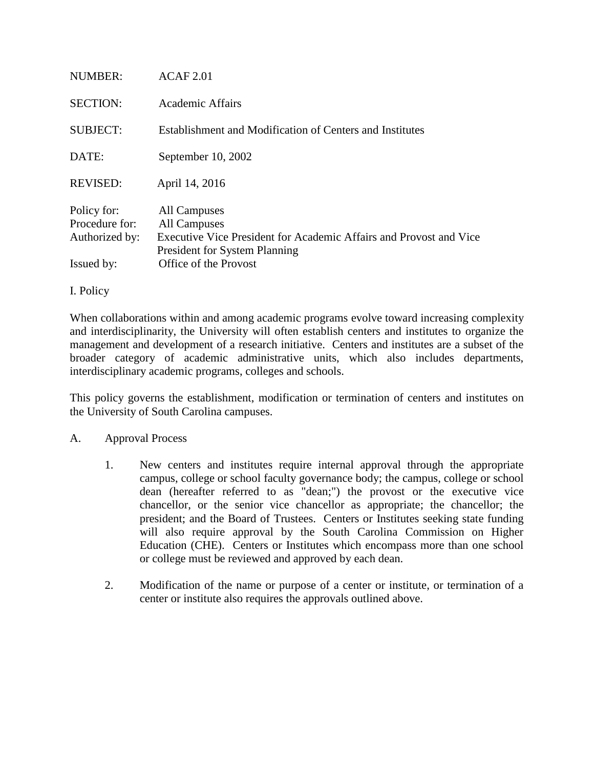NUMBER: ACAF 2.01

SECTION: Academic Affairs

SUBJECT: Establishment and Modification of Centers and Institutes

DATE: September 10, 2002

REVISED: April 14, 2016

Policy for: All Campuses
Procedure for: All Campuses
Authorized by: Executive Vice President for Academic Affairs and Provost and Vice President for System Planning
Issued by: Office of the Provost

I. Policy

When collaborations within and among academic programs evolve toward increasing complexity and interdisciplinarity, the University will often establish centers and institutes to organize the management and development of a research initiative. Centers and institutes are a subset of the broader category of academic administrative units, which also includes departments, interdisciplinary academic programs, colleges and schools.

This policy governs the establishment, modification or termination of centers and institutes on the University of South Carolina campuses.

A. Approval Process

1. New centers and institutes require internal approval through the appropriate campus, college or school faculty governance body; the campus, college or school dean (hereafter referred to as "dean;") the provost or the executive vice chancellor, or the senior vice chancellor as appropriate; the chancellor; the president; and the Board of Trustees. Centers or Institutes seeking state funding will also require approval by the South Carolina Commission on Higher Education (CHE). Centers or Institutes which encompass more than one school or college must be reviewed and approved by each dean.

2. Modification of the name or purpose of a center or institute, or termination of a center or institute also requires the approvals outlined above.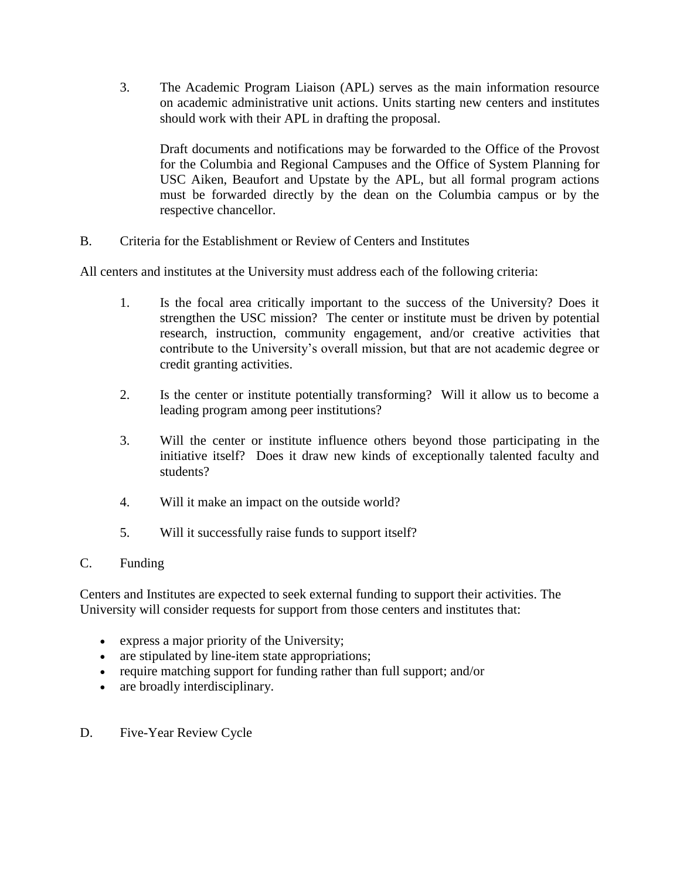3. The Academic Program Liaison (APL) serves as the main information resource on academic administrative unit actions. Units starting new centers and institutes should work with their APL in drafting the proposal.

   Draft documents and notifications may be forwarded to the Office of the Provost for the Columbia and Regional Campuses and the Office of System Planning for USC Aiken, Beaufort and Upstate by the APL, but all formal program actions must be forwarded directly by the dean on the Columbia campus or by the respective chancellor.

## B. Criteria for the Establishment or Review of Centers and Institutes

All centers and institutes at the University must address each of the following criteria:

1. Is the focal area critically important to the success of the University? Does it strengthen the USC mission? The center or institute must be driven by potential research, instruction, community engagement, and/or creative activities that contribute to the University's overall mission, but that are not academic degree or credit granting activities.

2. Is the center or institute potentially transforming? Will it allow us to become a leading program among peer institutions?

3. Will the center or institute influence others beyond those participating in the initiative itself? Does it draw new kinds of exceptionally talented faculty and students?

4. Will it make an impact on the outside world?

5. Will it successfully raise funds to support itself?

## C. Funding

Centers and Institutes are expected to seek external funding to support their activities. The University will consider requests for support from those centers and institutes that:

- express a major priority of the University;
- are stipulated by line-item state appropriations;
- require matching support for funding rather than full support; and/or
- are broadly interdisciplinary.

## D. Five-Year Review Cycle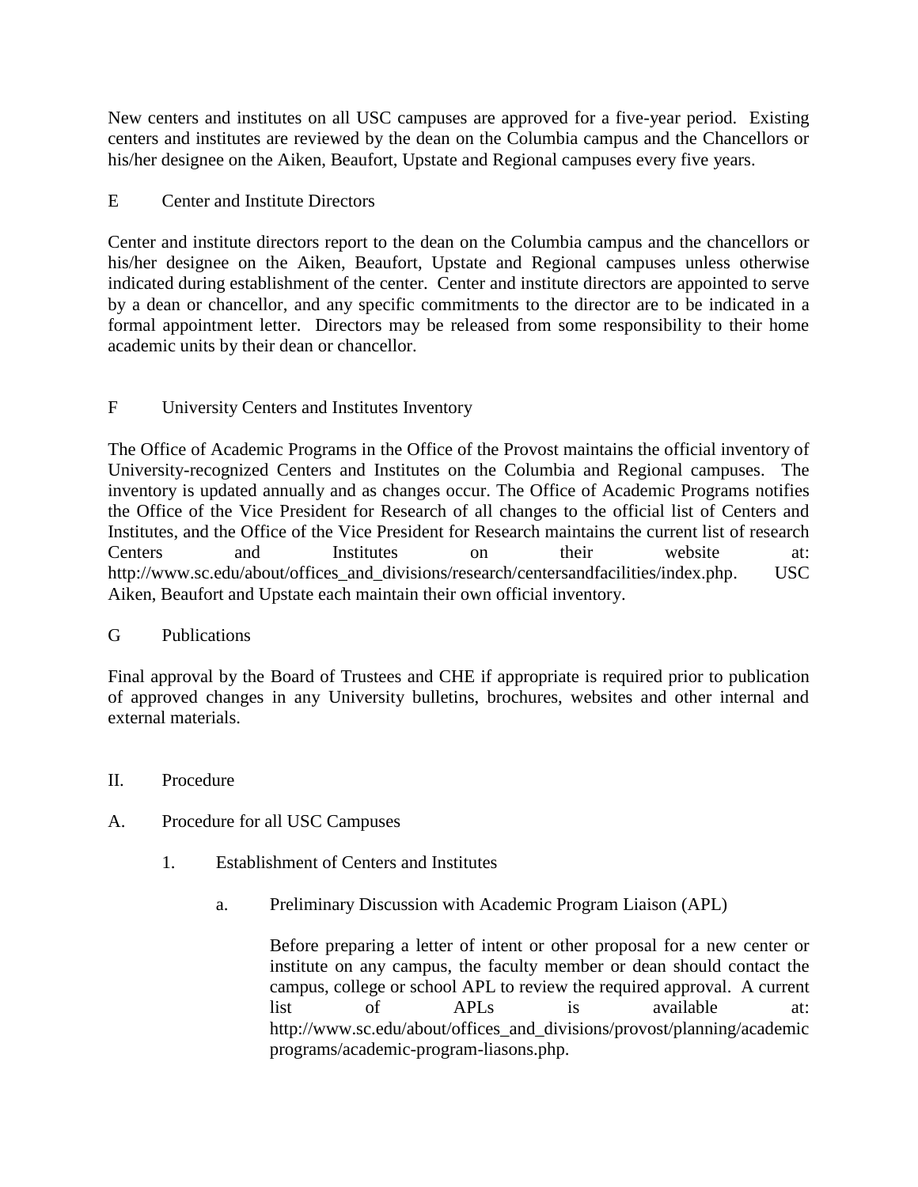New centers and institutes on all USC campuses are approved for a five-year period. Existing centers and institutes are reviewed by the dean on the Columbia campus and the Chancellors or his/her designee on the Aiken, Beaufort, Upstate and Regional campuses every five years.

### E Center and Institute Directors

Center and institute directors report to the dean on the Columbia campus and the chancellors or his/her designee on the Aiken, Beaufort, Upstate and Regional campuses unless otherwise indicated during establishment of the center. Center and institute directors are appointed to serve by a dean or chancellor, and any specific commitments to the director are to be indicated in a formal appointment letter. Directors may be released from some responsibility to their home academic units by their dean or chancellor.

### F University Centers and Institutes Inventory

The Office of Academic Programs in the Office of the Provost maintains the official inventory of University-recognized Centers and Institutes on the Columbia and Regional campuses. The inventory is updated annually and as changes occur. The Office of Academic Programs notifies the Office of the Vice President for Research of all changes to the official list of Centers and Institutes, and the Office of the Vice President for Research maintains the current list of research Centers and Institutes on their website at: http://www.sc.edu/about/offices_and_divisions/research/centersandfacilities/index.php. USC Aiken, Beaufort and Upstate each maintain their own official inventory.

### G Publications

Final approval by the Board of Trustees and CHE if appropriate is required prior to publication of approved changes in any University bulletins, brochures, websites and other internal and external materials.

## II. Procedure

### A. Procedure for all USC Campuses

#### 1. Establishment of Centers and Institutes

##### a. Preliminary Discussion with Academic Program Liaison (APL)

Before preparing a letter of intent or other proposal for a new center or institute on any campus, the faculty member or dean should contact the campus, college or school APL to review the required approval. A current list of APLs is available at: http://www.sc.edu/about/offices_and_divisions/provost/planning/academicprograms/academic-program-liasons.php.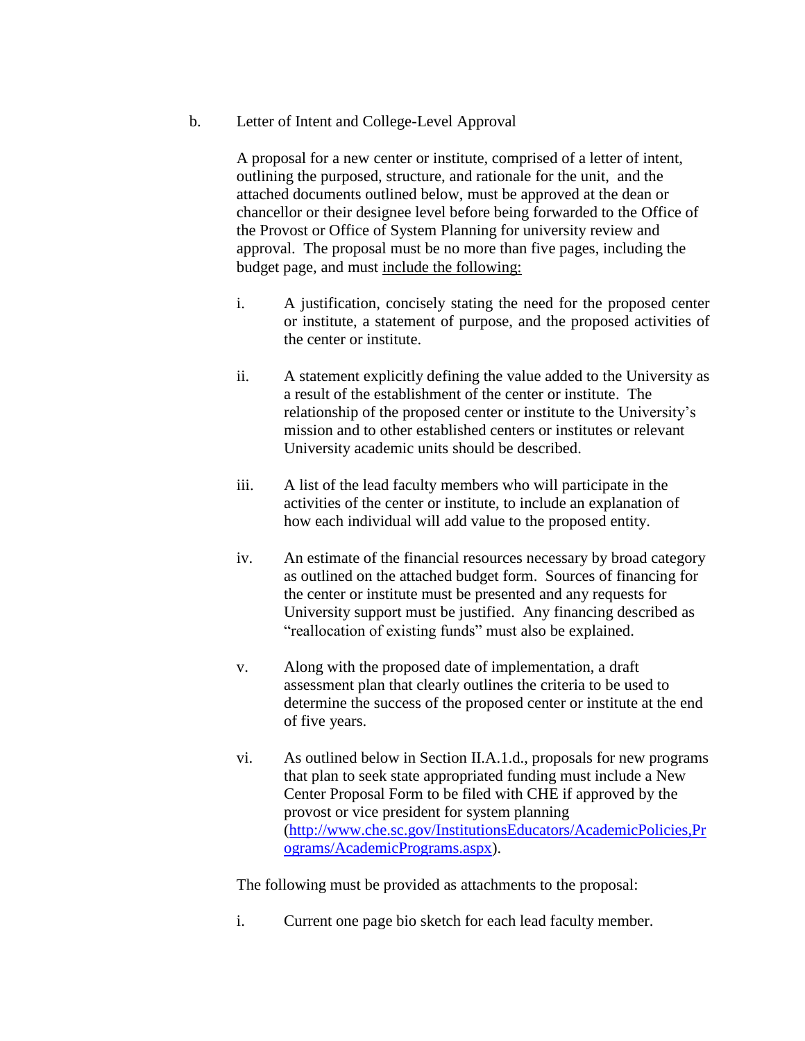b. Letter of Intent and College-Level Approval

A proposal for a new center or institute, comprised of a letter of intent, outlining the purposed, structure, and rationale for the unit, and the attached documents outlined below, must be approved at the dean or chancellor or their designee level before being forwarded to the Office of the Provost or Office of System Planning for university review and approval. The proposal must be no more than five pages, including the budget page, and must <u>include the following:</u>

i. A justification, concisely stating the need for the proposed center or institute, a statement of purpose, and the proposed activities of the center or institute.

ii. A statement explicitly defining the value added to the University as a result of the establishment of the center or institute. The relationship of the proposed center or institute to the University's mission and to other established centers or institutes or relevant University academic units should be described.

iii. A list of the lead faculty members who will participate in the activities of the center or institute, to include an explanation of how each individual will add value to the proposed entity.

iv. An estimate of the financial resources necessary by broad category as outlined on the attached budget form. Sources of financing for the center or institute must be presented and any requests for University support must be justified. Any financing described as "reallocation of existing funds" must also be explained.

v. Along with the proposed date of implementation, a draft assessment plan that clearly outlines the criteria to be used to determine the success of the proposed center or institute at the end of five years.

vi. As outlined below in Section II.A.1.d., proposals for new programs that plan to seek state appropriated funding must include a New Center Proposal Form to be filed with CHE if approved by the provost or vice president for system planning ([http://www.che.sc.gov/InstitutionsEducators/AcademicPolicies,Programs/AcademicPrograms.aspx](http://www.che.sc.gov/InstitutionsEducators/AcademicPolicies,Programs/AcademicPrograms.aspx)).

The following must be provided as attachments to the proposal:

i. Current one page bio sketch for each lead faculty member.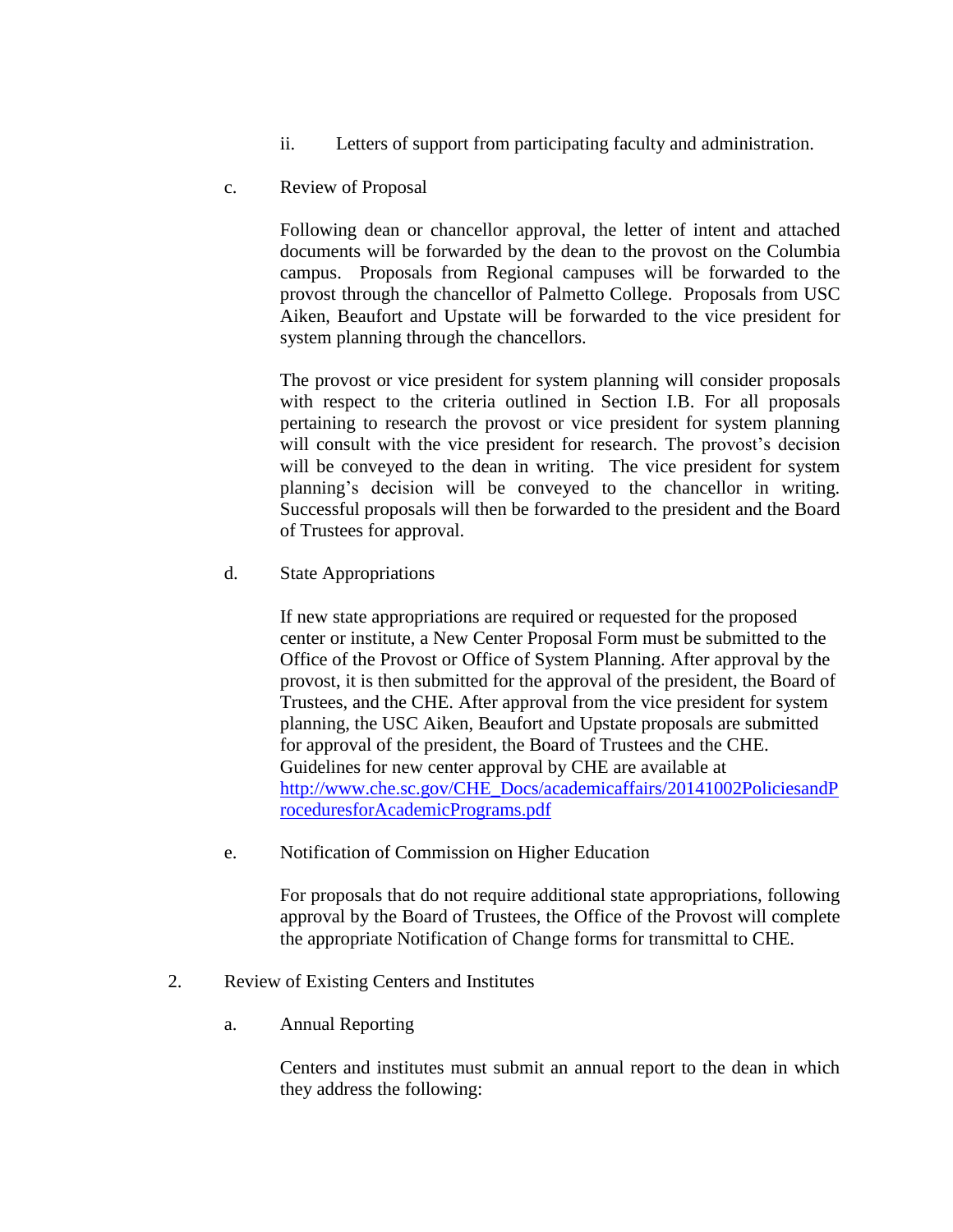ii. Letters of support from participating faculty and administration.

c. Review of Proposal

Following dean or chancellor approval, the letter of intent and attached documents will be forwarded by the dean to the provost on the Columbia campus. Proposals from Regional campuses will be forwarded to the provost through the chancellor of Palmetto College. Proposals from USC Aiken, Beaufort and Upstate will be forwarded to the vice president for system planning through the chancellors.

The provost or vice president for system planning will consider proposals with respect to the criteria outlined in Section I.B. For all proposals pertaining to research the provost or vice president for system planning will consult with the vice president for research. The provost's decision will be conveyed to the dean in writing. The vice president for system planning's decision will be conveyed to the chancellor in writing. Successful proposals will then be forwarded to the president and the Board of Trustees for approval.

d. State Appropriations

If new state appropriations are required or requested for the proposed center or institute, a New Center Proposal Form must be submitted to the Office of the Provost or Office of System Planning. After approval by the provost, it is then submitted for the approval of the president, the Board of Trustees, and the CHE. After approval from the vice president for system planning, the USC Aiken, Beaufort and Upstate proposals are submitted for approval of the president, the Board of Trustees and the CHE. Guidelines for new center approval by CHE are available at [http://www.che.sc.gov/CHE_Docs/academicaffairs/20141002PoliciesandProceduresforAcademicPrograms.pdf](http://www.che.sc.gov/CHE_Docs/academicaffairs/20141002PoliciesandProceduresforAcademicPrograms.pdf)

e. Notification of Commission on Higher Education

For proposals that do not require additional state appropriations, following approval by the Board of Trustees, the Office of the Provost will complete the appropriate Notification of Change forms for transmittal to CHE.

2. Review of Existing Centers and Institutes

a. Annual Reporting

Centers and institutes must submit an annual report to the dean in which they address the following: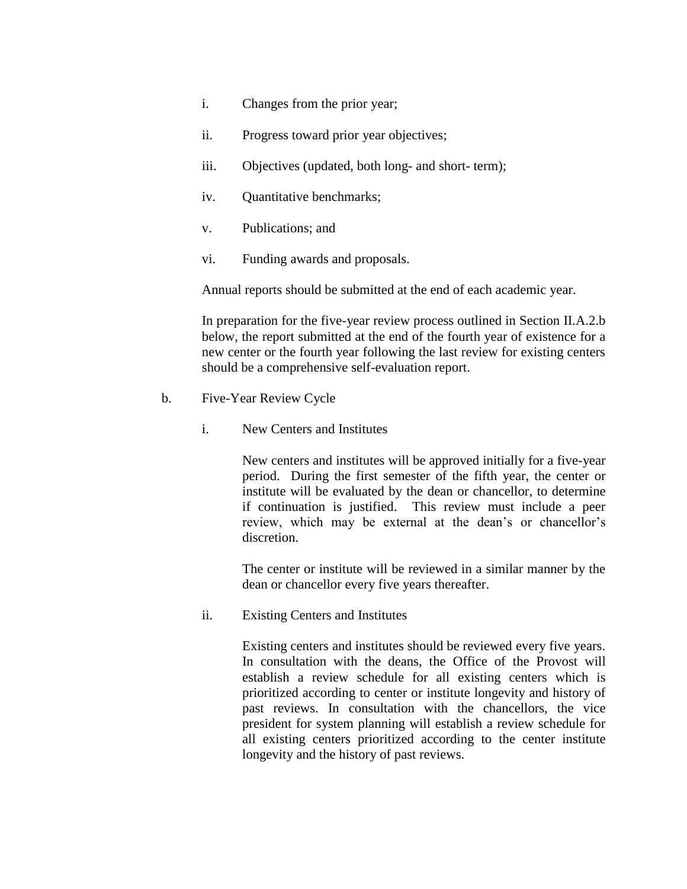i. Changes from the prior year;

ii. Progress toward prior year objectives;

iii. Objectives (updated, both long- and short- term);

iv. Quantitative benchmarks;

v. Publications; and

vi. Funding awards and proposals.

Annual reports should be submitted at the end of each academic year.

In preparation for the five-year review process outlined in Section II.A.2.b below, the report submitted at the end of the fourth year of existence for a new center or the fourth year following the last review for existing centers should be a comprehensive self-evaluation report.

b. Five-Year Review Cycle

i. New Centers and Institutes

New centers and institutes will be approved initially for a five-year period. During the first semester of the fifth year, the center or institute will be evaluated by the dean or chancellor, to determine if continuation is justified. This review must include a peer review, which may be external at the dean's or chancellor's discretion.

The center or institute will be reviewed in a similar manner by the dean or chancellor every five years thereafter.

ii. Existing Centers and Institutes

Existing centers and institutes should be reviewed every five years. In consultation with the deans, the Office of the Provost will establish a review schedule for all existing centers which is prioritized according to center or institute longevity and history of past reviews. In consultation with the chancellors, the vice president for system planning will establish a review schedule for all existing centers prioritized according to the center institute longevity and the history of past reviews.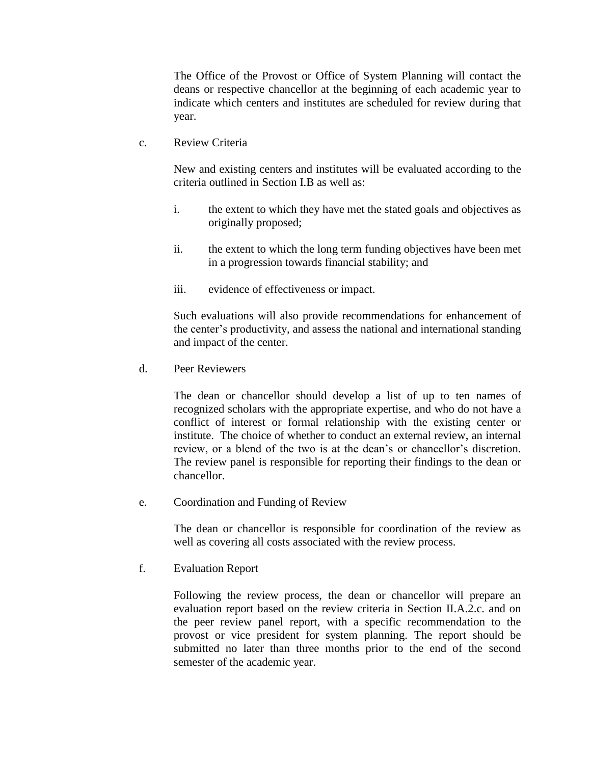The Office of the Provost or Office of System Planning will contact the deans or respective chancellor at the beginning of each academic year to indicate which centers and institutes are scheduled for review during that year.

c. Review Criteria

New and existing centers and institutes will be evaluated according to the criteria outlined in Section I.B as well as:

i. the extent to which they have met the stated goals and objectives as originally proposed;

ii. the extent to which the long term funding objectives have been met in a progression towards financial stability; and

iii. evidence of effectiveness or impact.

Such evaluations will also provide recommendations for enhancement of the center's productivity, and assess the national and international standing and impact of the center.

d. Peer Reviewers

The dean or chancellor should develop a list of up to ten names of recognized scholars with the appropriate expertise, and who do not have a conflict of interest or formal relationship with the existing center or institute. The choice of whether to conduct an external review, an internal review, or a blend of the two is at the dean's or chancellor's discretion. The review panel is responsible for reporting their findings to the dean or chancellor.

e. Coordination and Funding of Review

The dean or chancellor is responsible for coordination of the review as well as covering all costs associated with the review process.

f. Evaluation Report

Following the review process, the dean or chancellor will prepare an evaluation report based on the review criteria in Section II.A.2.c. and on the peer review panel report, with a specific recommendation to the provost or vice president for system planning. The report should be submitted no later than three months prior to the end of the second semester of the academic year.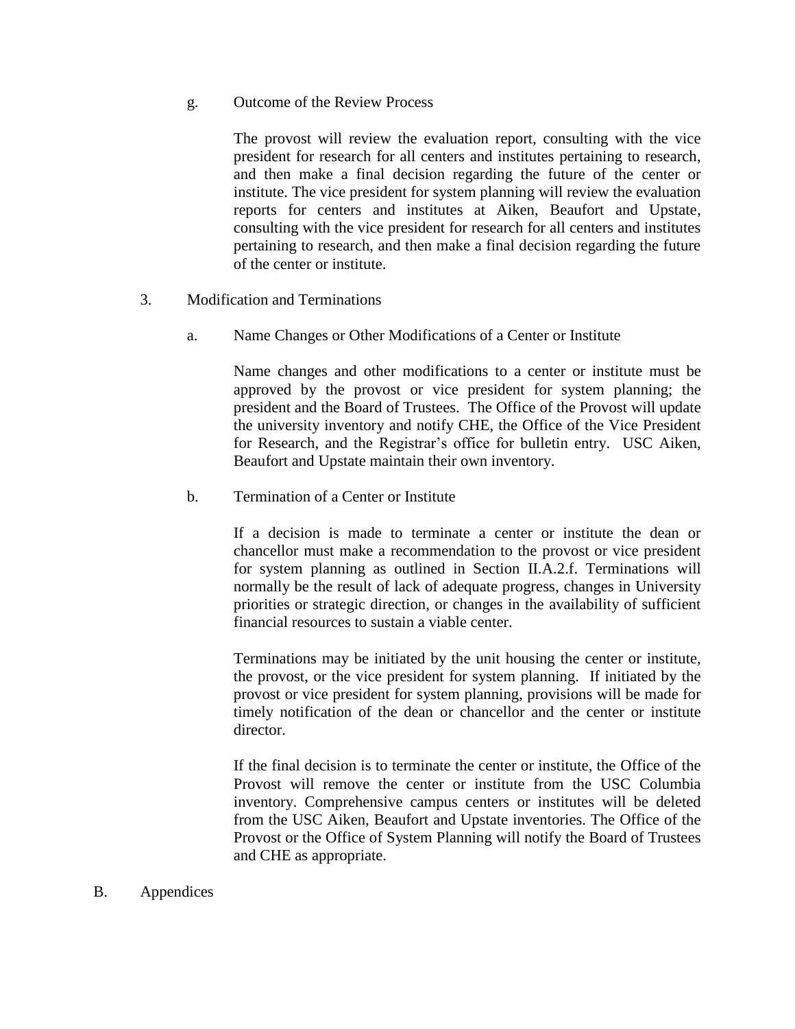g. Outcome of the Review Process

The provost will review the evaluation report, consulting with the vice president for research for all centers and institutes pertaining to research, and then make a final decision regarding the future of the center or institute. The vice president for system planning will review the evaluation reports for centers and institutes at Aiken, Beaufort and Upstate, consulting with the vice president for research for all centers and institutes pertaining to research, and then make a final decision regarding the future of the center or institute.

3. Modification and Terminations

a. Name Changes or Other Modifications of a Center or Institute

Name changes and other modifications to a center or institute must be approved by the provost or vice president for system planning; the president and the Board of Trustees. The Office of the Provost will update the university inventory and notify CHE, the Office of the Vice President for Research, and the Registrar's office for bulletin entry. USC Aiken, Beaufort and Upstate maintain their own inventory.

b. Termination of a Center or Institute

If a decision is made to terminate a center or institute the dean or chancellor must make a recommendation to the provost or vice president for system planning as outlined in Section II.A.2.f. Terminations will normally be the result of lack of adequate progress, changes in University priorities or strategic direction, or changes in the availability of sufficient financial resources to sustain a viable center.

Terminations may be initiated by the unit housing the center or institute, the provost, or the vice president for system planning. If initiated by the provost or vice president for system planning, provisions will be made for timely notification of the dean or chancellor and the center or institute director.

If the final decision is to terminate the center or institute, the Office of the Provost will remove the center or institute from the USC Columbia inventory. Comprehensive campus centers or institutes will be deleted from the USC Aiken, Beaufort and Upstate inventories. The Office of the Provost or the Office of System Planning will notify the Board of Trustees and CHE as appropriate.

B. Appendices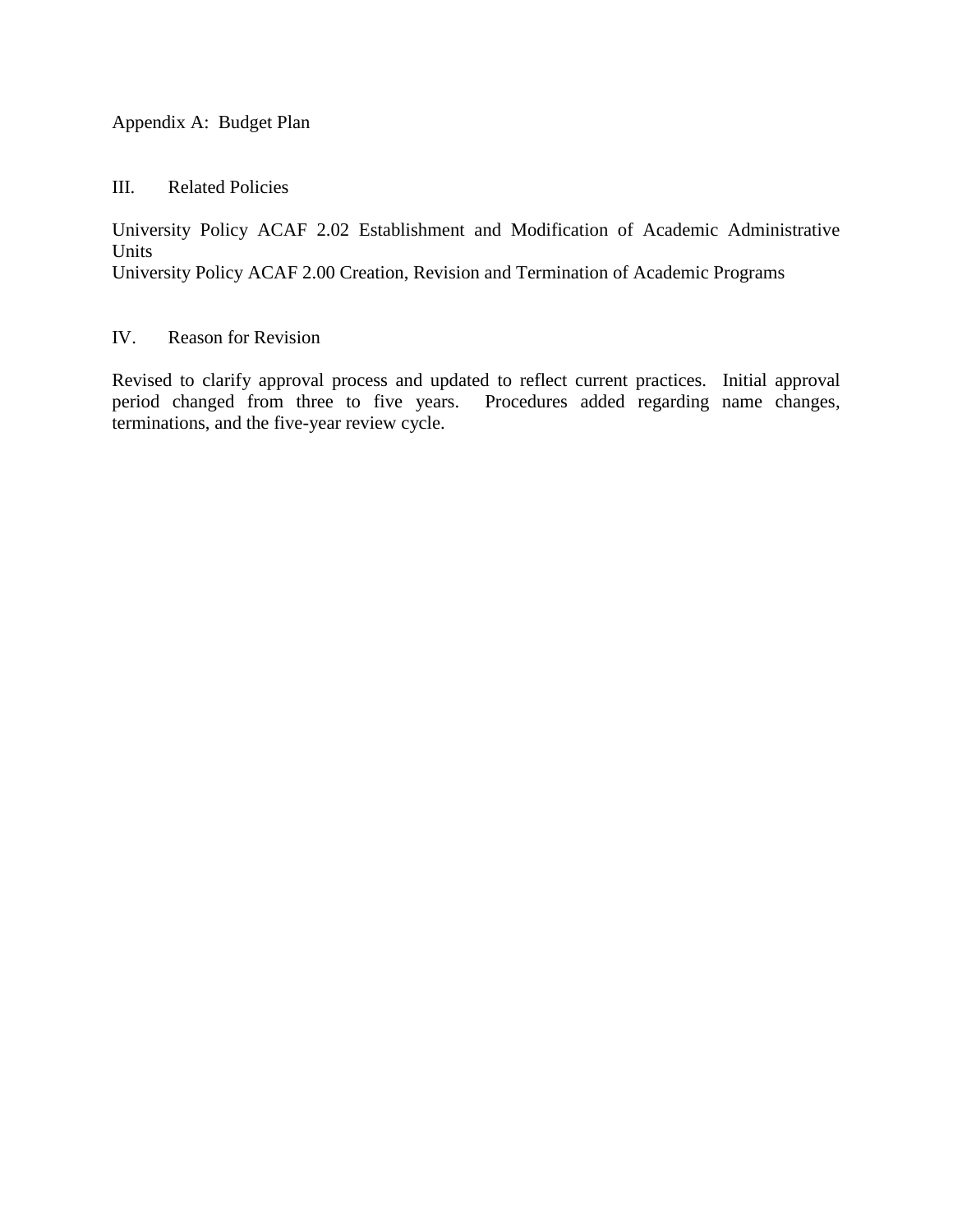Appendix A: Budget Plan

## III. Related Policies

University Policy ACAF 2.02 Establishment and Modification of Academic Administrative Units
University Policy ACAF 2.00 Creation, Revision and Termination of Academic Programs

## IV. Reason for Revision

Revised to clarify approval process and updated to reflect current practices. Initial approval period changed from three to five years. Procedures added regarding name changes, terminations, and the five-year review cycle.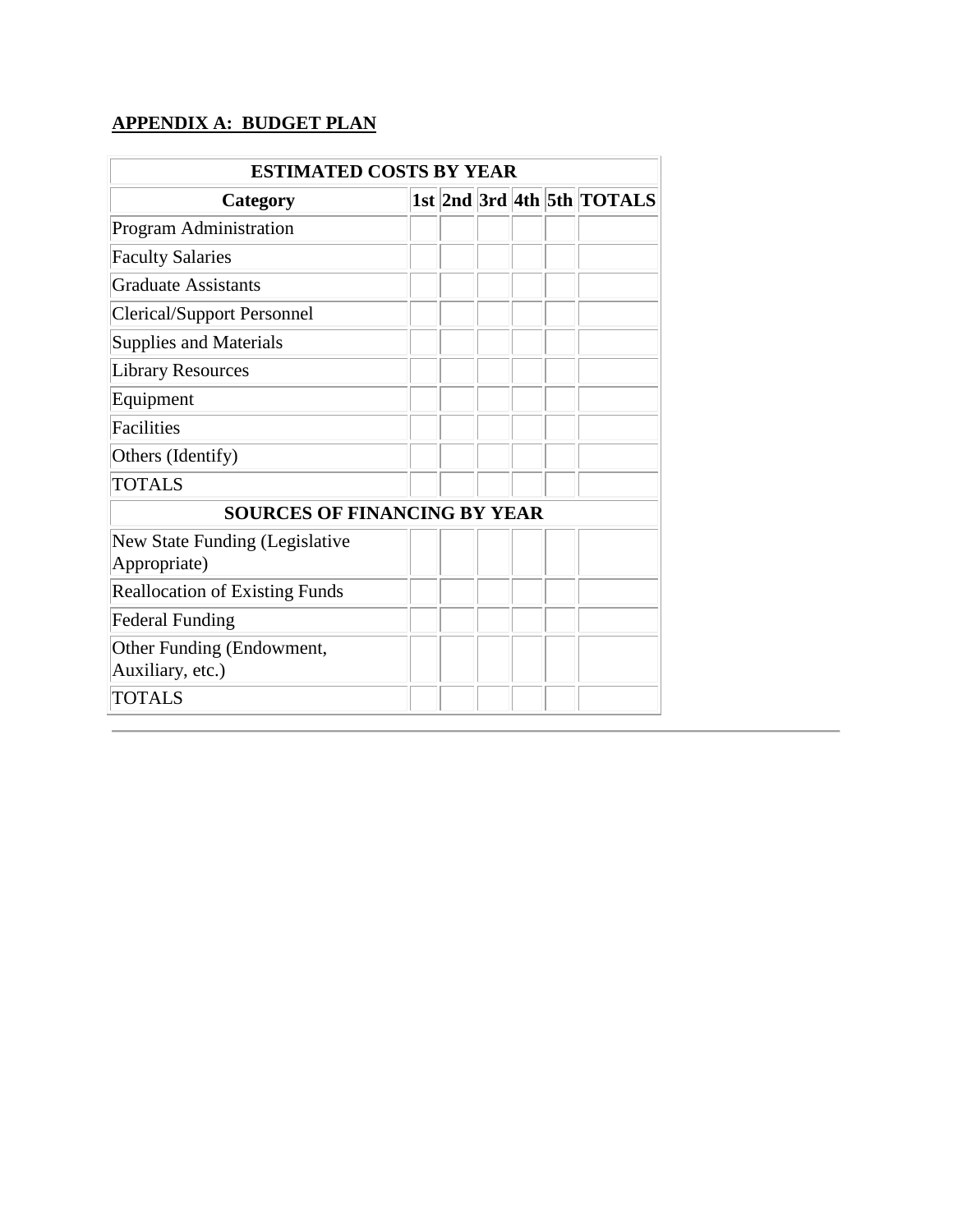**APPENDIX A: BUDGET PLAN**

| ESTIMATED COSTS BY YEAR | | | | | | |
|---|---|---|---|---|---|---|
| **Category** | **1st** | **2nd** | **3rd** | **4th** | **5th** | **TOTALS** |
| Program Administration | | | | | | |
| Faculty Salaries | | | | | | |
| Graduate Assistants | | | | | | |
| Clerical/Support Personnel | | | | | | |
| Supplies and Materials | | | | | | |
| Library Resources | | | | | | |
| Equipment | | | | | | |
| Facilities | | | | | | |
| Others (Identify) | | | | | | |
| TOTALS | | | | | | |
| **SOURCES OF FINANCING BY YEAR** | | | | | | |
| New State Funding (Legislative Appropriate) | | | | | | |
| Reallocation of Existing Funds | | | | | | |
| Federal Funding | | | | | | |
| Other Funding (Endowment, Auxiliary, etc.) | | | | | | |
| TOTALS | | | | | | |